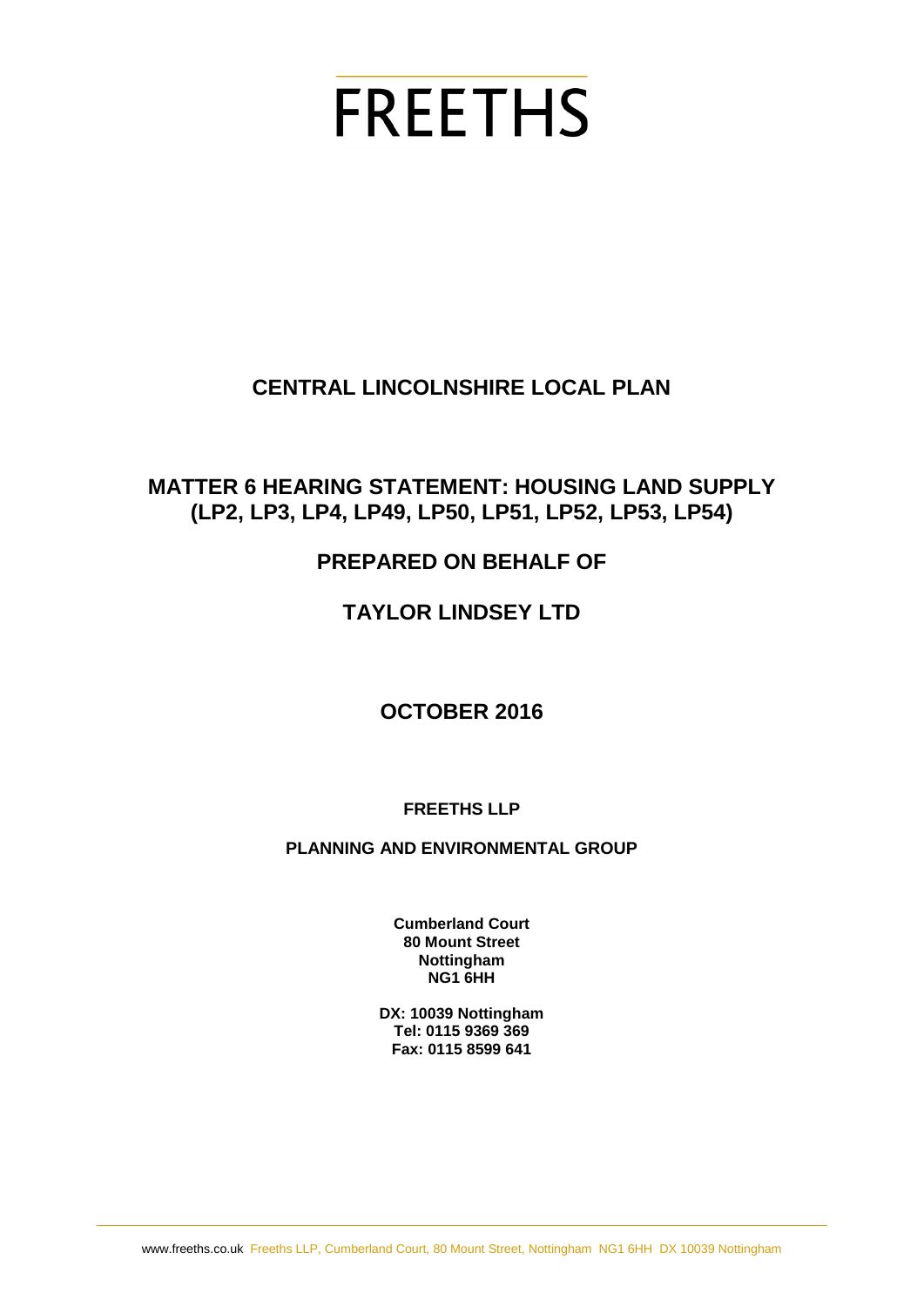# FREETHS

## CENTRAL LINCOLNSHIRE LOCAL PLAN

## MATTER 6 HEARING STATEMENT: HOUSING LAND SUPPLY (LP2, LP3, LP4, LP49, LP50, LP51, LP52, LP53, LP54)

## PREPARED ON BEHALF OF

## TAYLOR LINDSEY LTD

## OCTOBER 2016

**FREETHS LLP**

**PLANNING AND ENVIRONMENTAL GROUP**

**Cumberland Court**
**80 Mount Street**
**Nottingham**
**NG1 6HH**

**DX: 10039 Nottingham**
**Tel: 0115 9369 369**
**Fax: 0115 8599 641**

www.freeths.co.uk Freeths LLP, Cumberland Court, 80 Mount Street, Nottingham NG1 6HH DX 10039 Nottingham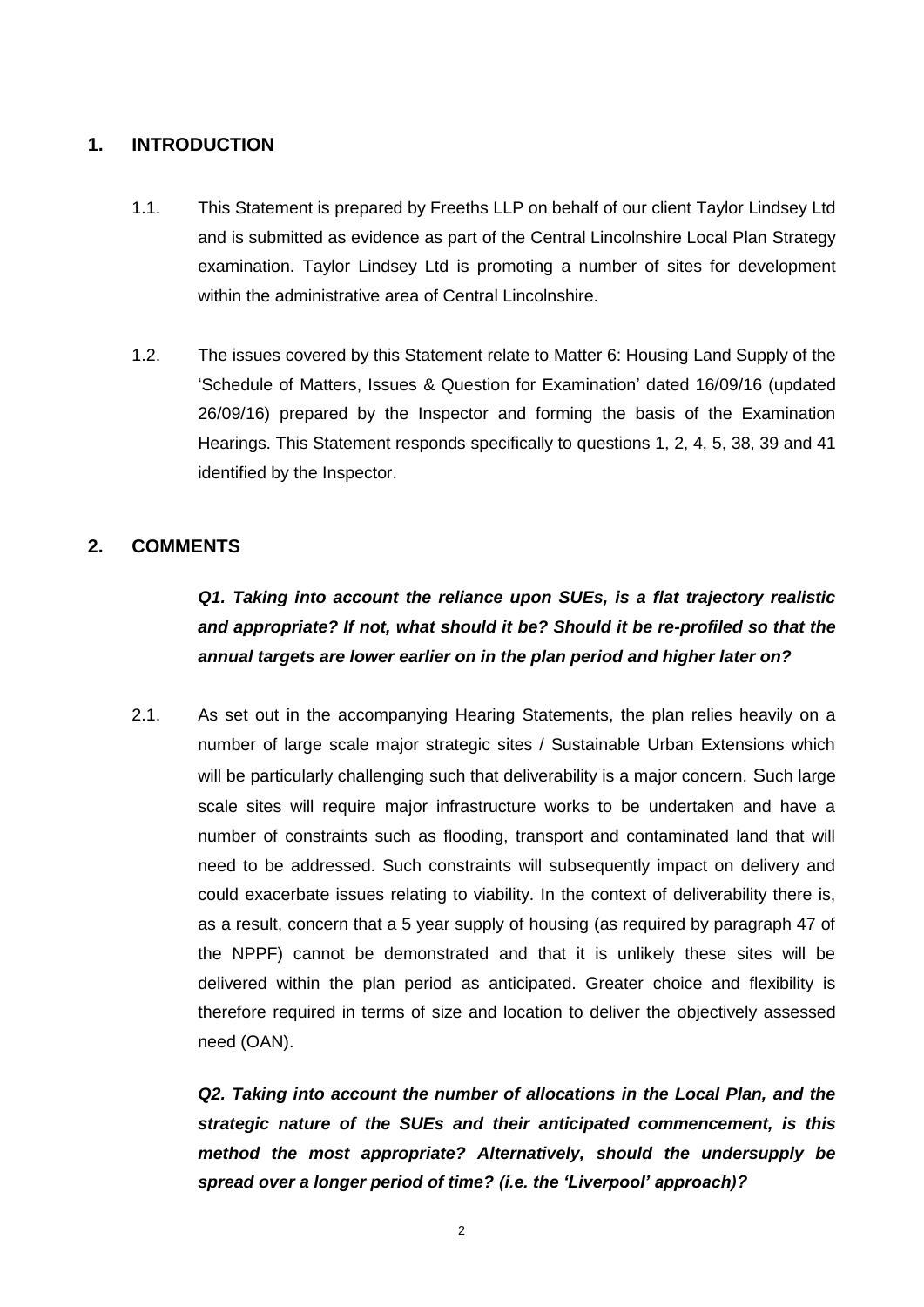## 1. INTRODUCTION

1.1. This Statement is prepared by Freeths LLP on behalf of our client Taylor Lindsey Ltd and is submitted as evidence as part of the Central Lincolnshire Local Plan Strategy examination. Taylor Lindsey Ltd is promoting a number of sites for development within the administrative area of Central Lincolnshire.

1.2. The issues covered by this Statement relate to Matter 6: Housing Land Supply of the 'Schedule of Matters, Issues & Question for Examination' dated 16/09/16 (updated 26/09/16) prepared by the Inspector and forming the basis of the Examination Hearings. This Statement responds specifically to questions 1, 2, 4, 5, 38, 39 and 41 identified by the Inspector.

## 2. COMMENTS

***Q1. Taking into account the reliance upon SUEs, is a flat trajectory realistic and appropriate? If not, what should it be? Should it be re-profiled so that the annual targets are lower earlier on in the plan period and higher later on?***

2.1. As set out in the accompanying Hearing Statements, the plan relies heavily on a number of large scale major strategic sites / Sustainable Urban Extensions which will be particularly challenging such that deliverability is a major concern. Such large scale sites will require major infrastructure works to be undertaken and have a number of constraints such as flooding, transport and contaminated land that will need to be addressed. Such constraints will subsequently impact on delivery and could exacerbate issues relating to viability. In the context of deliverability there is, as a result, concern that a 5 year supply of housing (as required by paragraph 47 of the NPPF) cannot be demonstrated and that it is unlikely these sites will be delivered within the plan period as anticipated. Greater choice and flexibility is therefore required in terms of size and location to deliver the objectively assessed need (OAN).

***Q2. Taking into account the number of allocations in the Local Plan, and the strategic nature of the SUEs and their anticipated commencement, is this method the most appropriate? Alternatively, should the undersupply be spread over a longer period of time? (i.e. the 'Liverpool' approach)?***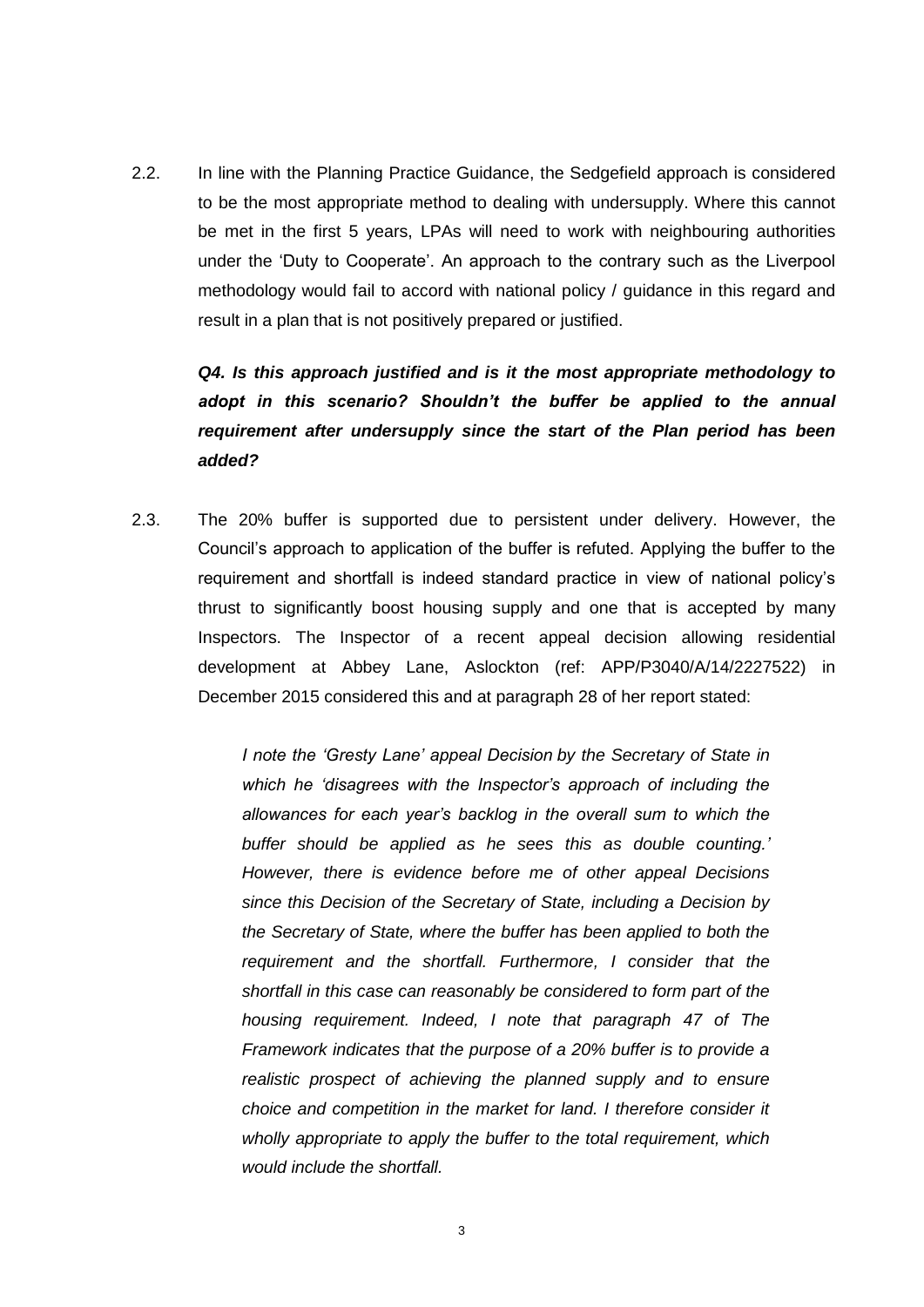2.2. In line with the Planning Practice Guidance, the Sedgefield approach is considered to be the most appropriate method to dealing with undersupply. Where this cannot be met in the first 5 years, LPAs will need to work with neighbouring authorities under the 'Duty to Cooperate'. An approach to the contrary such as the Liverpool methodology would fail to accord with national policy / guidance in this regard and result in a plan that is not positively prepared or justified.

***Q4. Is this approach justified and is it the most appropriate methodology to adopt in this scenario? Shouldn't the buffer be applied to the annual requirement after undersupply since the start of the Plan period has been added?***

2.3. The 20% buffer is supported due to persistent under delivery. However, the Council's approach to application of the buffer is refuted. Applying the buffer to the requirement and shortfall is indeed standard practice in view of national policy's thrust to significantly boost housing supply and one that is accepted by many Inspectors. The Inspector of a recent appeal decision allowing residential development at Abbey Lane, Aslockton (ref: APP/P3040/A/14/2227522) in December 2015 considered this and at paragraph 28 of her report stated:

> *I note the 'Gresty Lane' appeal Decision by the Secretary of State in which he 'disagrees with the Inspector's approach of including the allowances for each year's backlog in the overall sum to which the buffer should be applied as he sees this as double counting.' However, there is evidence before me of other appeal Decisions since this Decision of the Secretary of State, including a Decision by the Secretary of State, where the buffer has been applied to both the requirement and the shortfall. Furthermore, I consider that the shortfall in this case can reasonably be considered to form part of the housing requirement. Indeed, I note that paragraph 47 of The Framework indicates that the purpose of a 20% buffer is to provide a realistic prospect of achieving the planned supply and to ensure choice and competition in the market for land. I therefore consider it wholly appropriate to apply the buffer to the total requirement, which would include the shortfall.*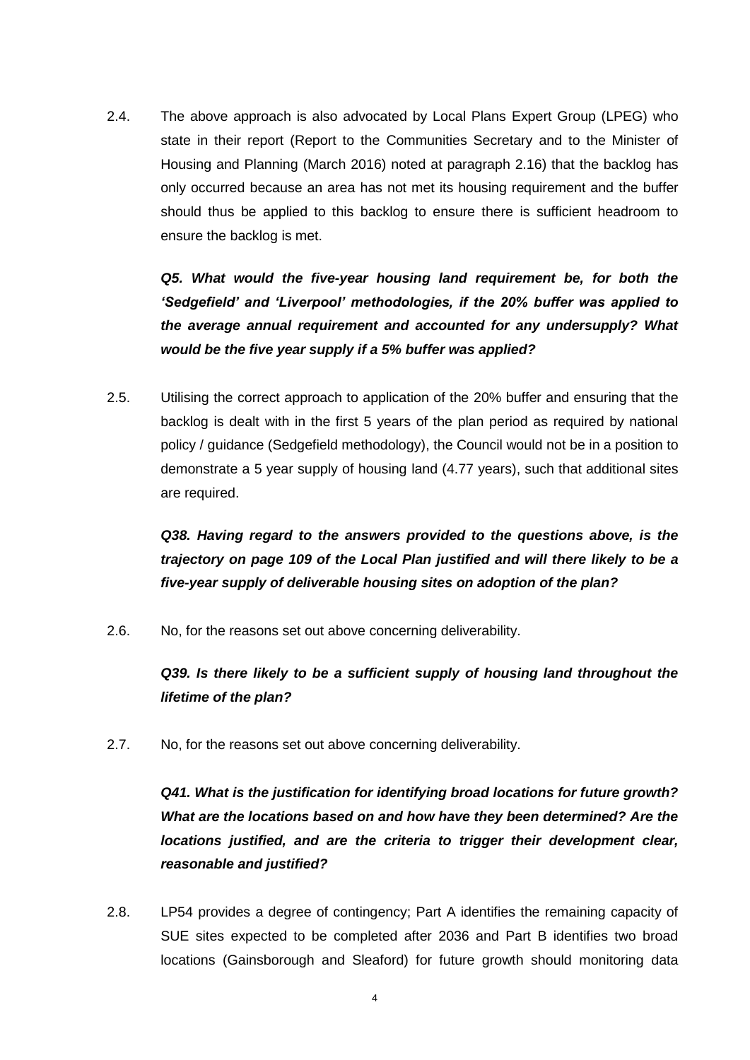2.4. The above approach is also advocated by Local Plans Expert Group (LPEG) who state in their report (Report to the Communities Secretary and to the Minister of Housing and Planning (March 2016) noted at paragraph 2.16) that the backlog has only occurred because an area has not met its housing requirement and the buffer should thus be applied to this backlog to ensure there is sufficient headroom to ensure the backlog is met.

***Q5. What would the five-year housing land requirement be, for both the 'Sedgefield' and 'Liverpool' methodologies, if the 20% buffer was applied to the average annual requirement and accounted for any undersupply? What would be the five year supply if a 5% buffer was applied?***

2.5. Utilising the correct approach to application of the 20% buffer and ensuring that the backlog is dealt with in the first 5 years of the plan period as required by national policy / guidance (Sedgefield methodology), the Council would not be in a position to demonstrate a 5 year supply of housing land (4.77 years), such that additional sites are required.

***Q38. Having regard to the answers provided to the questions above, is the trajectory on page 109 of the Local Plan justified and will there likely to be a five-year supply of deliverable housing sites on adoption of the plan?***

2.6. No, for the reasons set out above concerning deliverability.

***Q39. Is there likely to be a sufficient supply of housing land throughout the lifetime of the plan?***

2.7. No, for the reasons set out above concerning deliverability.

***Q41. What is the justification for identifying broad locations for future growth? What are the locations based on and how have they been determined? Are the locations justified, and are the criteria to trigger their development clear, reasonable and justified?***

2.8. LP54 provides a degree of contingency; Part A identifies the remaining capacity of SUE sites expected to be completed after 2036 and Part B identifies two broad locations (Gainsborough and Sleaford) for future growth should monitoring data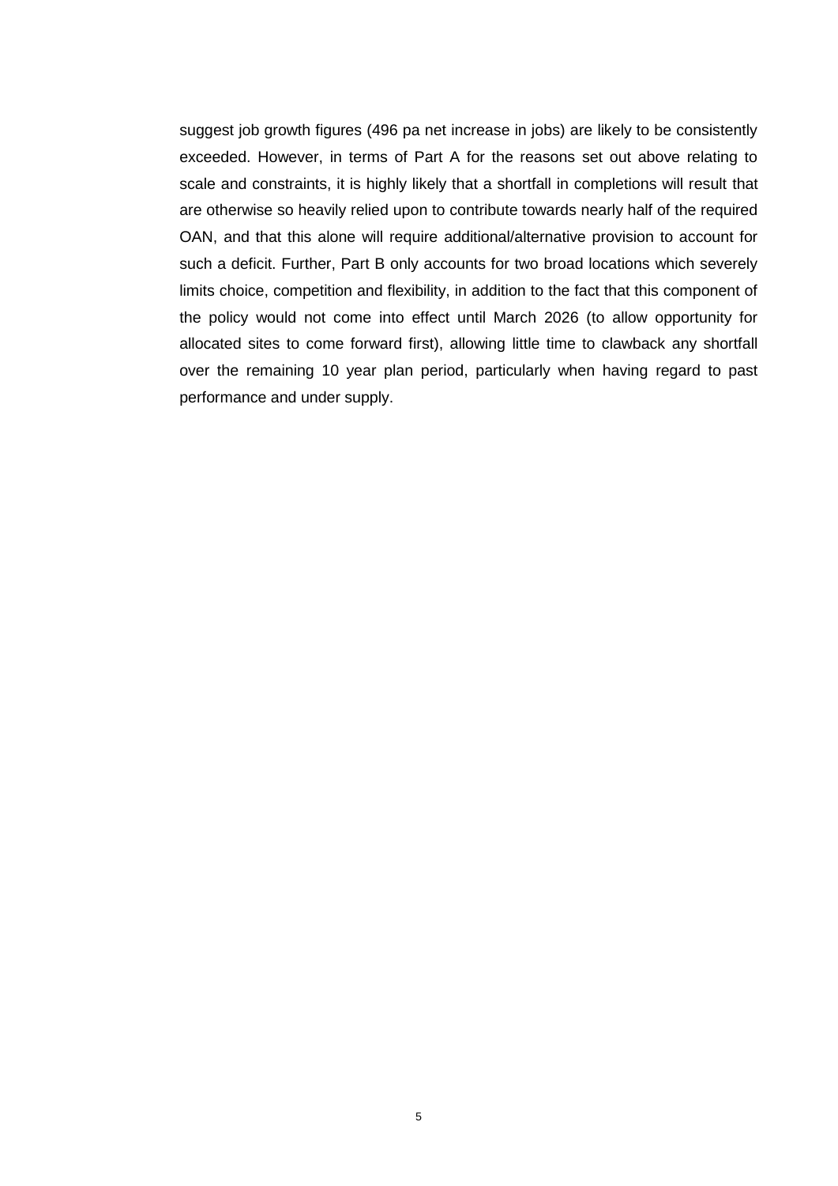suggest job growth figures (496 pa net increase in jobs) are likely to be consistently exceeded. However, in terms of Part A for the reasons set out above relating to scale and constraints, it is highly likely that a shortfall in completions will result that are otherwise so heavily relied upon to contribute towards nearly half of the required OAN, and that this alone will require additional/alternative provision to account for such a deficit. Further, Part B only accounts for two broad locations which severely limits choice, competition and flexibility, in addition to the fact that this component of the policy would not come into effect until March 2026 (to allow opportunity for allocated sites to come forward first), allowing little time to clawback any shortfall over the remaining 10 year plan period, particularly when having regard to past performance and under supply.